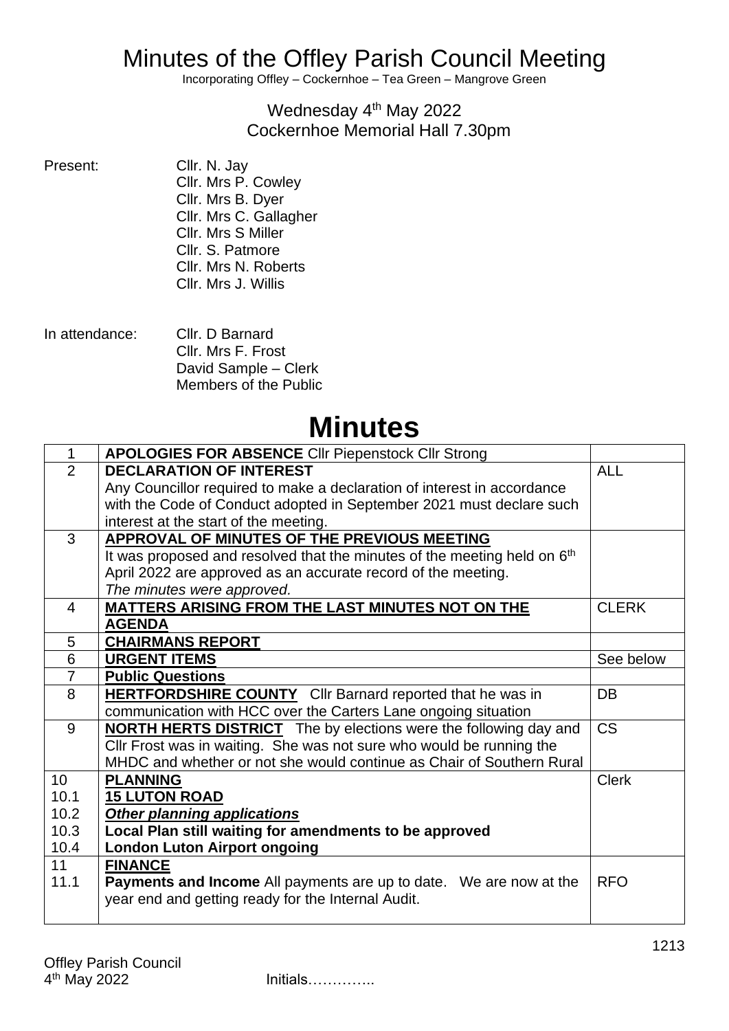# Minutes of the Offley Parish Council Meeting

Incorporating Offley – Cockernhoe – Tea Green – Mangrove Green

Wednesday 4th May 2022
Cockernhoe Memorial Hall 7.30pm

Present:
Cllr. N. Jay
Cllr. Mrs P. Cowley
Cllr. Mrs B. Dyer
Cllr. Mrs C. Gallagher
Cllr. Mrs S Miller
Cllr. S. Patmore
Cllr. Mrs N. Roberts
Cllr. Mrs J. Willis

In attendance:
Cllr. D Barnard
Cllr. Mrs F. Frost
David Sample – Clerk
Members of the Public

# Minutes

| | | |
|---|---|---|
| 1 | **APOLOGIES FOR ABSENCE** Cllr Piepenstock Cllr Strong | |
| 2 | **DECLARATION OF INTEREST**<br>Any Councillor required to make a declaration of interest in accordance with the Code of Conduct adopted in September 2021 must declare such interest at the start of the meeting. | ALL |
| 3 | **APPROVAL OF MINUTES OF THE PREVIOUS MEETING**<br>It was proposed and resolved that the minutes of the meeting held on 6th April 2022 are approved as an accurate record of the meeting.<br>*The minutes were approved.* | |
| 4 | **MATTERS ARISING FROM THE LAST MINUTES NOT ON THE AGENDA** | CLERK |
| 5 | **CHAIRMANS REPORT** | |
| 6 | **URGENT ITEMS** | See below |
| 7 | **Public Questions** | |
| 8 | **HERTFORDSHIRE COUNTY** Cllr Barnard reported that he was in communication with HCC over the Carters Lane ongoing situation | DB |
| 9 | **NORTH HERTS DISTRICT** The by elections were the following day and Cllr Frost was in waiting. She was not sure who would be running the MHDC and whether or not she would continue as Chair of Southern Rural | CS |
| 10<br>10.1<br>10.2<br>10.3<br>10.4 | **PLANNING**<br>**15 LUTON ROAD**<br>***Other planning applications***<br>**Local Plan still waiting for amendments to be approved**<br>**London Luton Airport ongoing** | Clerk |
| 11<br>11.1 | **FINANCE**<br>**Payments and Income** All payments are up to date. We are now at the year end and getting ready for the Internal Audit. | RFO |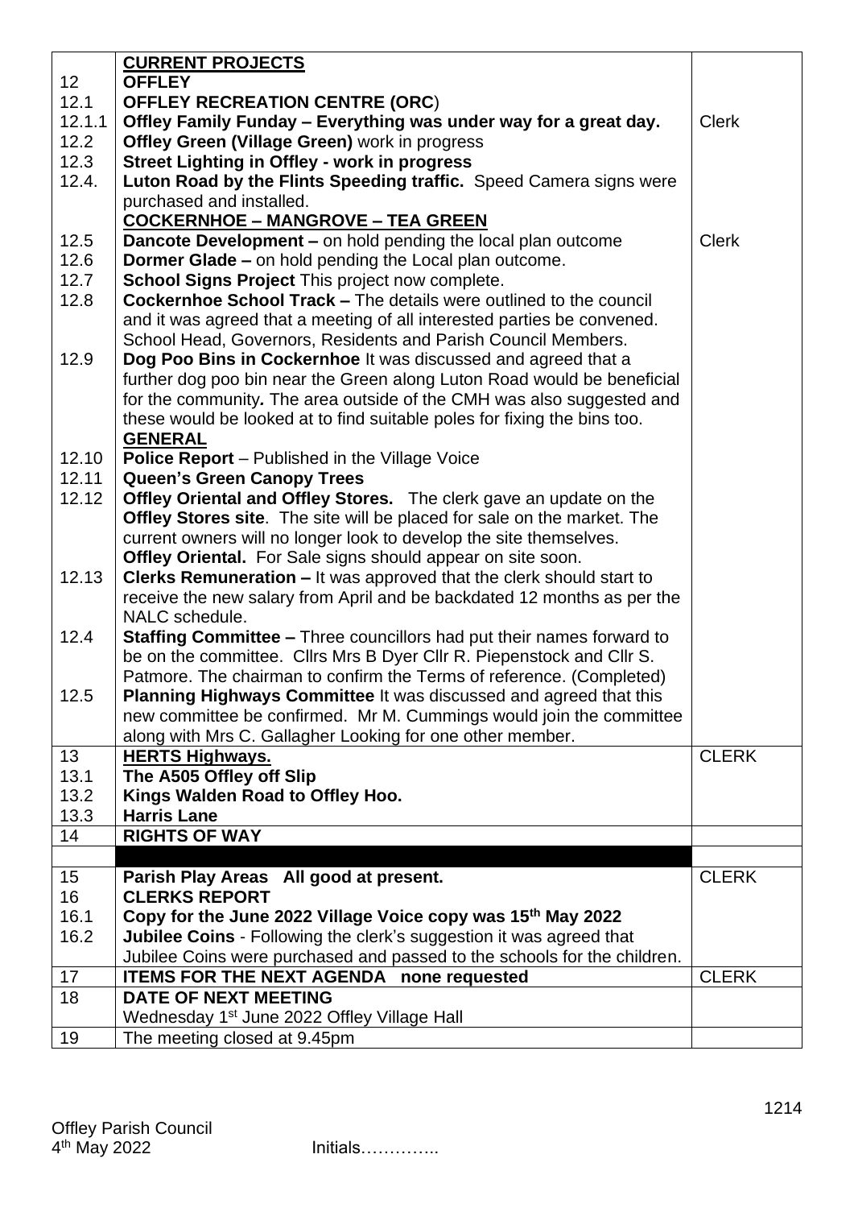| | | |
|---|---|---|
| | **CURRENT PROJECTS** | |
| 12 | **OFFLEY** | |
| 12.1 | **OFFLEY RECREATION CENTRE (ORC**) | |
| 12.1.1 | **Offley Family Funday – Everything was under way for a great day.** | Clerk |
| 12.2 | **Offley Green (Village Green)** work in progress | |
| 12.3 | **Street Lighting in Offley - work in progress** | |
| 12.4. | **Luton Road by the Flints Speeding traffic.** Speed Camera signs were purchased and installed. | |
| | **COCKERNHOE – MANGROVE – TEA GREEN** | |
| 12.5 | **Dancote Development –** on hold pending the local plan outcome | Clerk |
| 12.6 | **Dormer Glade –** on hold pending the Local plan outcome. | |
| 12.7 | **School Signs Project** This project now complete. | |
| 12.8 | **Cockernhoe School Track –** The details were outlined to the council and it was agreed that a meeting of all interested parties be convened. School Head, Governors, Residents and Parish Council Members. | |
| 12.9 | **Dog Poo Bins in Cockernhoe** It was discussed and agreed that a further dog poo bin near the Green along Luton Road would be beneficial for the community*.* The area outside of the CMH was also suggested and these would be looked at to find suitable poles for fixing the bins too. | |
| | **GENERAL** | |
| 12.10 | **Police Report** – Published in the Village Voice | |
| 12.11 | **Queen's Green Canopy Trees** | |
| 12.12 | **Offley Oriental and Offley Stores.** The clerk gave an update on the **Offley Stores site**. The site will be placed for sale on the market. The current owners will no longer look to develop the site themselves. **Offley Oriental.** For Sale signs should appear on site soon. | |
| 12.13 | **Clerks Remuneration –** It was approved that the clerk should start to receive the new salary from April and be backdated 12 months as per the NALC schedule. | |
| 12.4 | **Staffing Committee –** Three councillors had put their names forward to be on the committee. Cllrs Mrs B Dyer Cllr R. Piepenstock and Cllr S. Patmore. The chairman to confirm the Terms of reference. (Completed) | |
| 12.5 | **Planning Highways Committee** It was discussed and agreed that this new committee be confirmed. Mr M. Cummings would join the committee along with Mrs C. Gallagher Looking for one other member. | |
| 13 | **HERTS Highways.** | CLERK |
| 13.1 | **The A505 Offley off Slip** | |
| 13.2 | **Kings Walden Road to Offley Hoo.** | |
| 13.3 | **Harris Lane** | |
| 14 | **RIGHTS OF WAY** | |
| | | |
| 15 | **Parish Play Areas All good at present.** | CLERK |
| 16 | **CLERKS REPORT** | |
| 16.1 | **Copy for the June 2022 Village Voice copy was 15th May 2022** | |
| 16.2 | **Jubilee Coins** - Following the clerk's suggestion it was agreed that Jubilee Coins were purchased and passed to the schools for the children. | |
| 17 | **ITEMS FOR THE NEXT AGENDA none requested** | CLERK |
| 18 | **DATE OF NEXT MEETING** Wednesday 1st June 2022 Offley Village Hall | |
| 19 | The meeting closed at 9.45pm | |

Offley Parish Council
4th May 2022 Initials…………..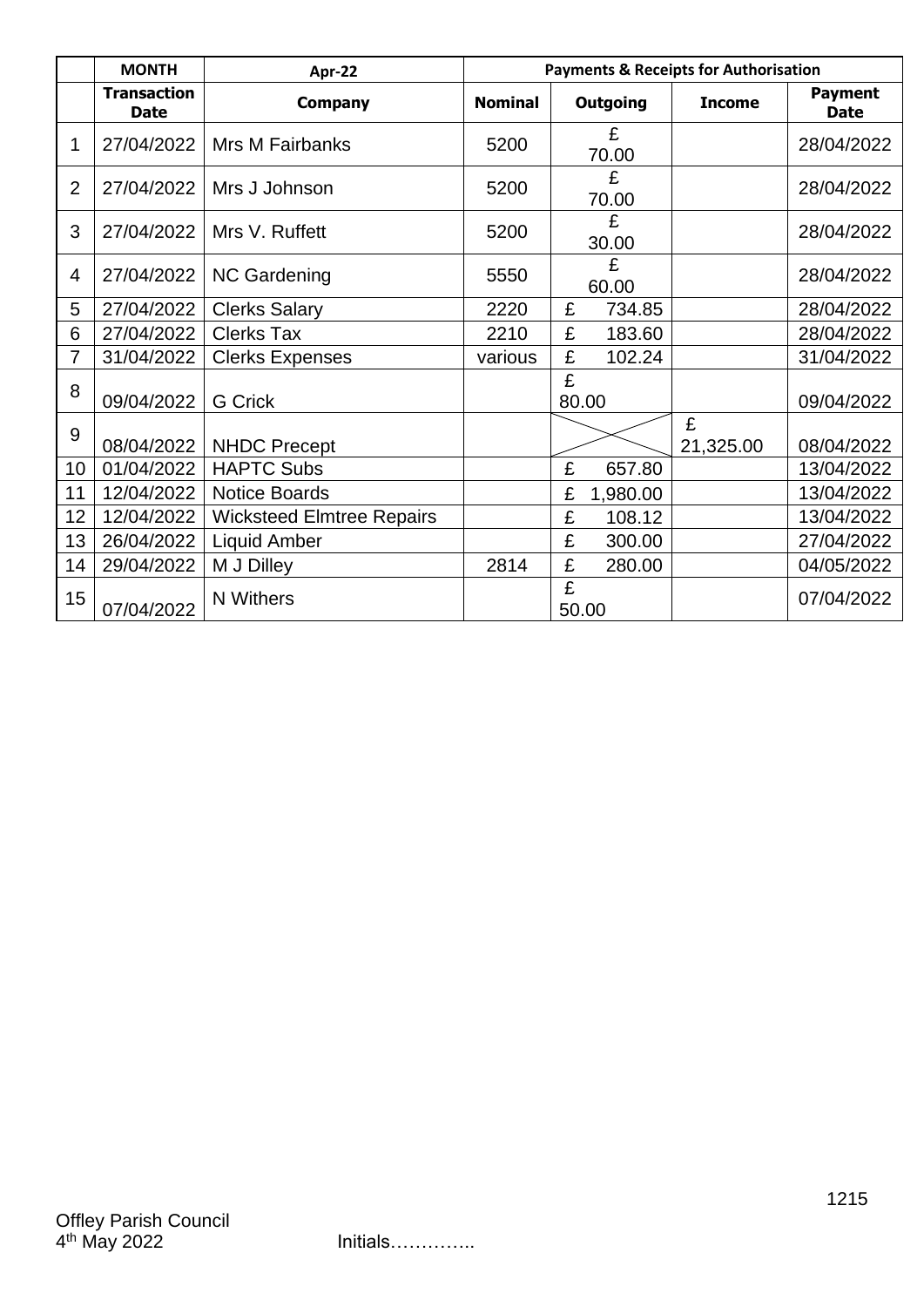| | MONTH | Apr-22 | Payments & Receipts for Authorisation | | | |
|---|---|---|---|---|---|---|
| | Transaction Date | Company | Nominal | Outgoing | Income | Payment Date |
| 1 | 27/04/2022 | Mrs M Fairbanks | 5200 | £ 70.00 | | 28/04/2022 |
| 2 | 27/04/2022 | Mrs J Johnson | 5200 | £ 70.00 | | 28/04/2022 |
| 3 | 27/04/2022 | Mrs V. Ruffett | 5200 | £ 30.00 | | 28/04/2022 |
| 4 | 27/04/2022 | NC Gardening | 5550 | £ 60.00 | | 28/04/2022 |
| 5 | 27/04/2022 | Clerks Salary | 2220 | £ 734.85 | | 28/04/2022 |
| 6 | 27/04/2022 | Clerks Tax | 2210 | £ 183.60 | | 28/04/2022 |
| 7 | 31/04/2022 | Clerks Expenses | various | £ 102.24 | | 31/04/2022 |
| 8 | 09/04/2022 | G Crick | | £ 80.00 | | 09/04/2022 |
| 9 | 08/04/2022 | NHDC Precept | | | £ 21,325.00 | 08/04/2022 |
| 10 | 01/04/2022 | HAPTC Subs | | £ 657.80 | | 13/04/2022 |
| 11 | 12/04/2022 | Notice Boards | | £ 1,980.00 | | 13/04/2022 |
| 12 | 12/04/2022 | Wicksteed Elmtree Repairs | | £ 108.12 | | 13/04/2022 |
| 13 | 26/04/2022 | Liquid Amber | | £ 300.00 | | 27/04/2022 |
| 14 | 29/04/2022 | M J Dilley | 2814 | £ 280.00 | | 04/05/2022 |
| 15 | 07/04/2022 | N Withers | | £ 50.00 | | 07/04/2022 |

Offley Parish Council
4th May 2022 Initials…………..